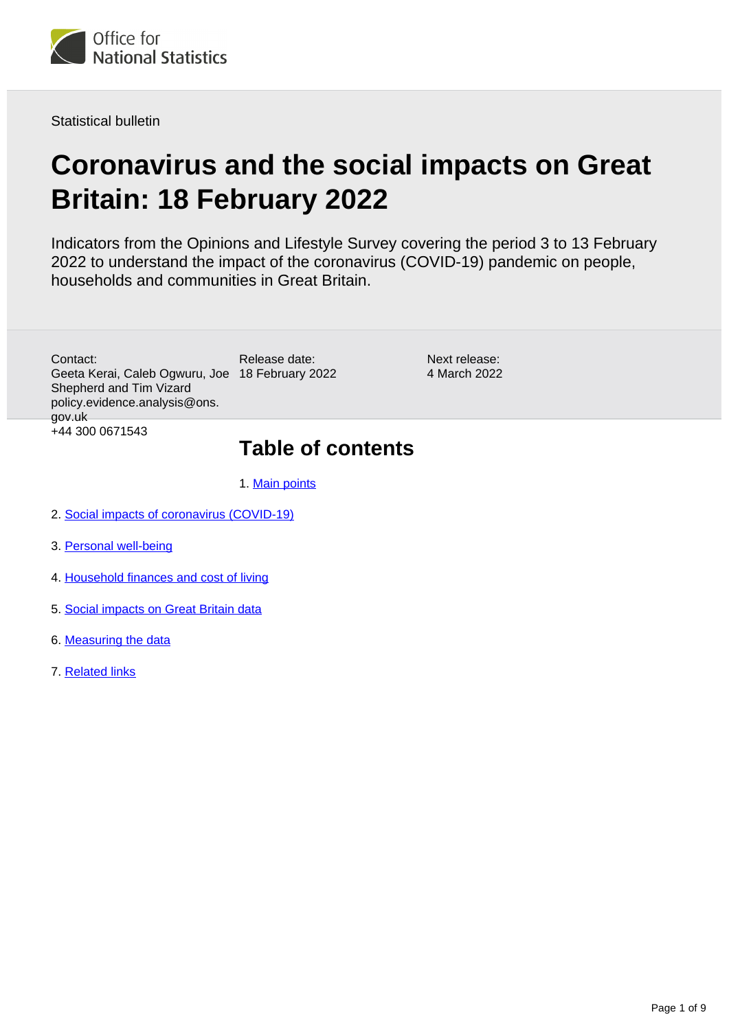Statistical bulletin

# Coronavirus and the social impacts on Great Britain: 18 February 2022

Indicators from the Opinions and Lifestyle Survey covering the period 3 to 13 February 2022 to understand the impact of the coronavirus (COVID-19) pandemic on people, households and communities in Great Britain.

Contact:
Geeta Kerai, Caleb Ogwuru, Joe Shepherd and Tim Vizard
policy.evidence.analysis@ons.gov.uk
+44 300 0671543

Release date:
18 February 2022

Next release:
4 March 2022

## Table of contents

1. Main points
2. Social impacts of coronavirus (COVID-19)
3. Personal well-being
4. Household finances and cost of living
5. Social impacts on Great Britain data
6. Measuring the data
7. Related links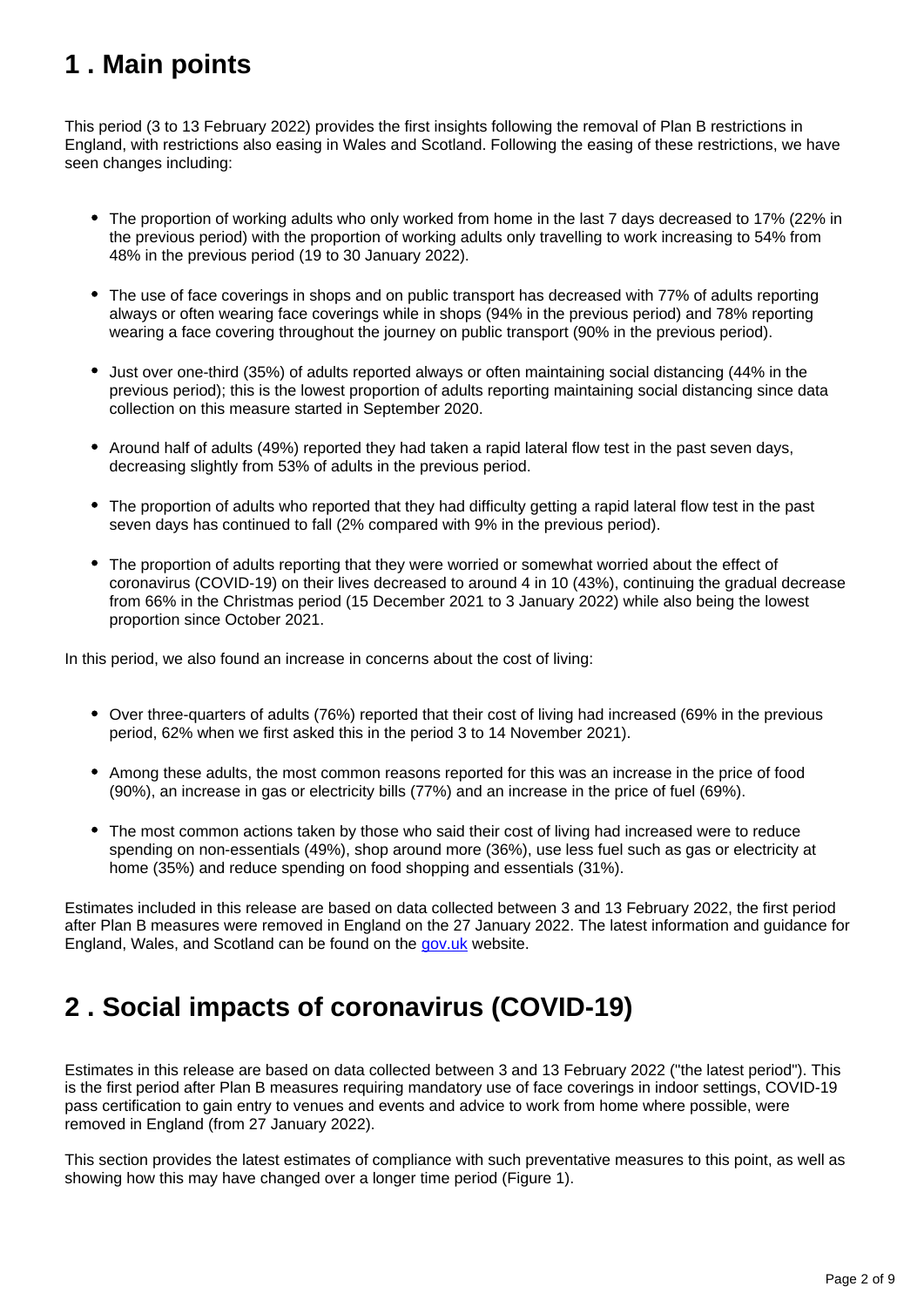## 1 . Main points

This period (3 to 13 February 2022) provides the first insights following the removal of Plan B restrictions in England, with restrictions also easing in Wales and Scotland. Following the easing of these restrictions, we have seen changes including:

- The proportion of working adults who only worked from home in the last 7 days decreased to 17% (22% in the previous period) with the proportion of working adults only travelling to work increasing to 54% from 48% in the previous period (19 to 30 January 2022).
- The use of face coverings in shops and on public transport has decreased with 77% of adults reporting always or often wearing face coverings while in shops (94% in the previous period) and 78% reporting wearing a face covering throughout the journey on public transport (90% in the previous period).
- Just over one-third (35%) of adults reported always or often maintaining social distancing (44% in the previous period); this is the lowest proportion of adults reporting maintaining social distancing since data collection on this measure started in September 2020.
- Around half of adults (49%) reported they had taken a rapid lateral flow test in the past seven days, decreasing slightly from 53% of adults in the previous period.
- The proportion of adults who reported that they had difficulty getting a rapid lateral flow test in the past seven days has continued to fall (2% compared with 9% in the previous period).
- The proportion of adults reporting that they were worried or somewhat worried about the effect of coronavirus (COVID-19) on their lives decreased to around 4 in 10 (43%), continuing the gradual decrease from 66% in the Christmas period (15 December 2021 to 3 January 2022) while also being the lowest proportion since October 2021.

In this period, we also found an increase in concerns about the cost of living:

- Over three-quarters of adults (76%) reported that their cost of living had increased (69% in the previous period, 62% when we first asked this in the period 3 to 14 November 2021).
- Among these adults, the most common reasons reported for this was an increase in the price of food (90%), an increase in gas or electricity bills (77%) and an increase in the price of fuel (69%).
- The most common actions taken by those who said their cost of living had increased were to reduce spending on non-essentials (49%), shop around more (36%), use less fuel such as gas or electricity at home (35%) and reduce spending on food shopping and essentials (31%).

Estimates included in this release are based on data collected between 3 and 13 February 2022, the first period after Plan B measures were removed in England on the 27 January 2022. The latest information and guidance for England, Wales, and Scotland can be found on the gov.uk website.

## 2 . Social impacts of coronavirus (COVID-19)

Estimates in this release are based on data collected between 3 and 13 February 2022 ("the latest period"). This is the first period after Plan B measures requiring mandatory use of face coverings in indoor settings, COVID-19 pass certification to gain entry to venues and events and advice to work from home where possible, were removed in England (from 27 January 2022).

This section provides the latest estimates of compliance with such preventative measures to this point, as well as showing how this may have changed over a longer time period (Figure 1).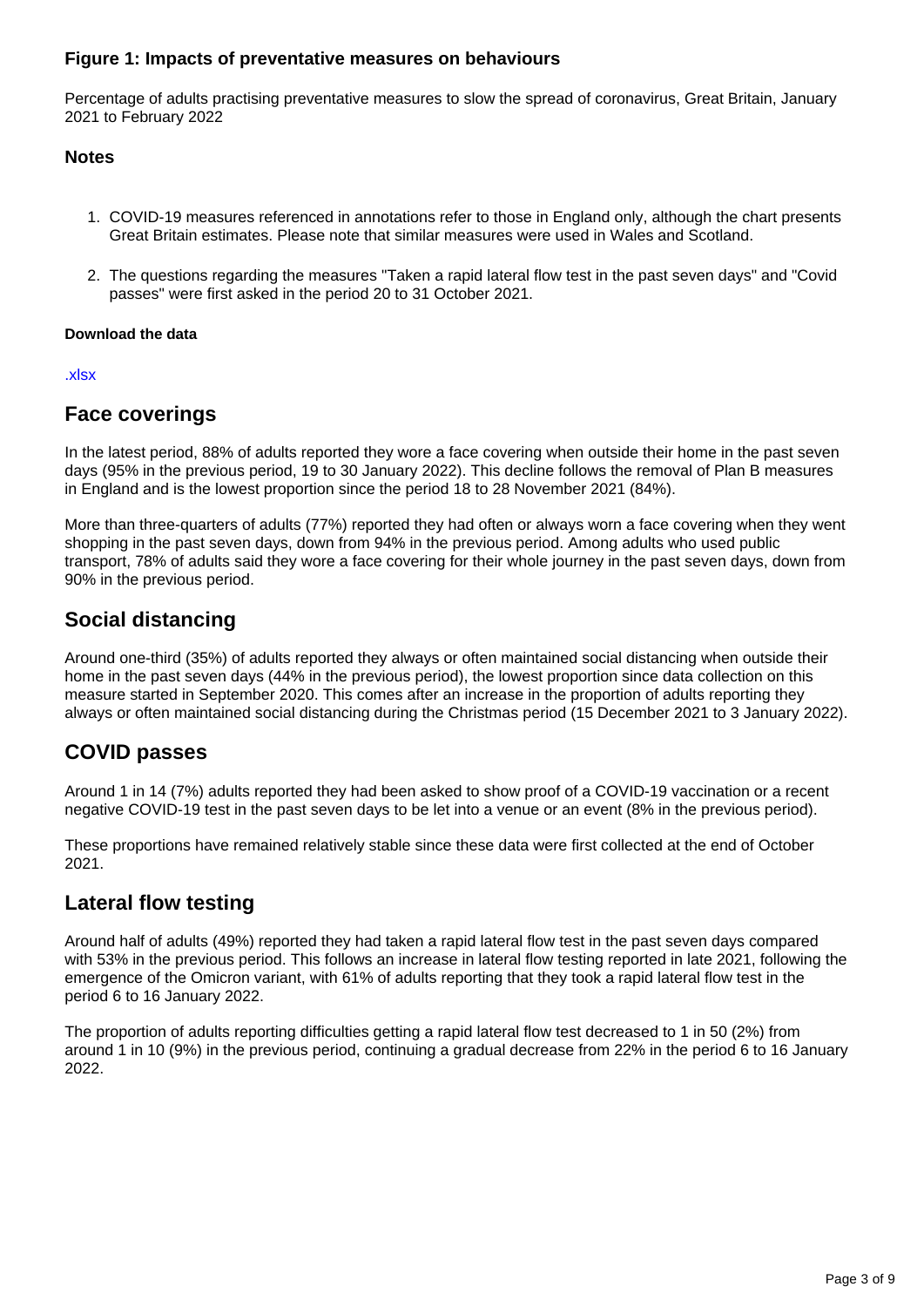### Figure 1: Impacts of preventative measures on behaviours

Percentage of adults practising preventative measures to slow the spread of coronavirus, Great Britain, January 2021 to February 2022

#### Notes

1. COVID-19 measures referenced in annotations refer to those in England only, although the chart presents Great Britain estimates. Please note that similar measures were used in Wales and Scotland.
2. The questions regarding the measures "Taken a rapid lateral flow test in the past seven days" and "Covid passes" were first asked in the period 20 to 31 October 2021.

**Download the data**

.xlsx

## Face coverings

In the latest period, 88% of adults reported they wore a face covering when outside their home in the past seven days (95% in the previous period, 19 to 30 January 2022). This decline follows the removal of Plan B measures in England and is the lowest proportion since the period 18 to 28 November 2021 (84%).

More than three-quarters of adults (77%) reported they had often or always worn a face covering when they went shopping in the past seven days, down from 94% in the previous period. Among adults who used public transport, 78% of adults said they wore a face covering for their whole journey in the past seven days, down from 90% in the previous period.

## Social distancing

Around one-third (35%) of adults reported they always or often maintained social distancing when outside their home in the past seven days (44% in the previous period), the lowest proportion since data collection on this measure started in September 2020. This comes after an increase in the proportion of adults reporting they always or often maintained social distancing during the Christmas period (15 December 2021 to 3 January 2022).

## COVID passes

Around 1 in 14 (7%) adults reported they had been asked to show proof of a COVID-19 vaccination or a recent negative COVID-19 test in the past seven days to be let into a venue or an event (8% in the previous period).

These proportions have remained relatively stable since these data were first collected at the end of October 2021.

## Lateral flow testing

Around half of adults (49%) reported they had taken a rapid lateral flow test in the past seven days compared with 53% in the previous period. This follows an increase in lateral flow testing reported in late 2021, following the emergence of the Omicron variant, with 61% of adults reporting that they took a rapid lateral flow test in the period 6 to 16 January 2022.

The proportion of adults reporting difficulties getting a rapid lateral flow test decreased to 1 in 50 (2%) from around 1 in 10 (9%) in the previous period, continuing a gradual decrease from 22% in the period 6 to 16 January 2022.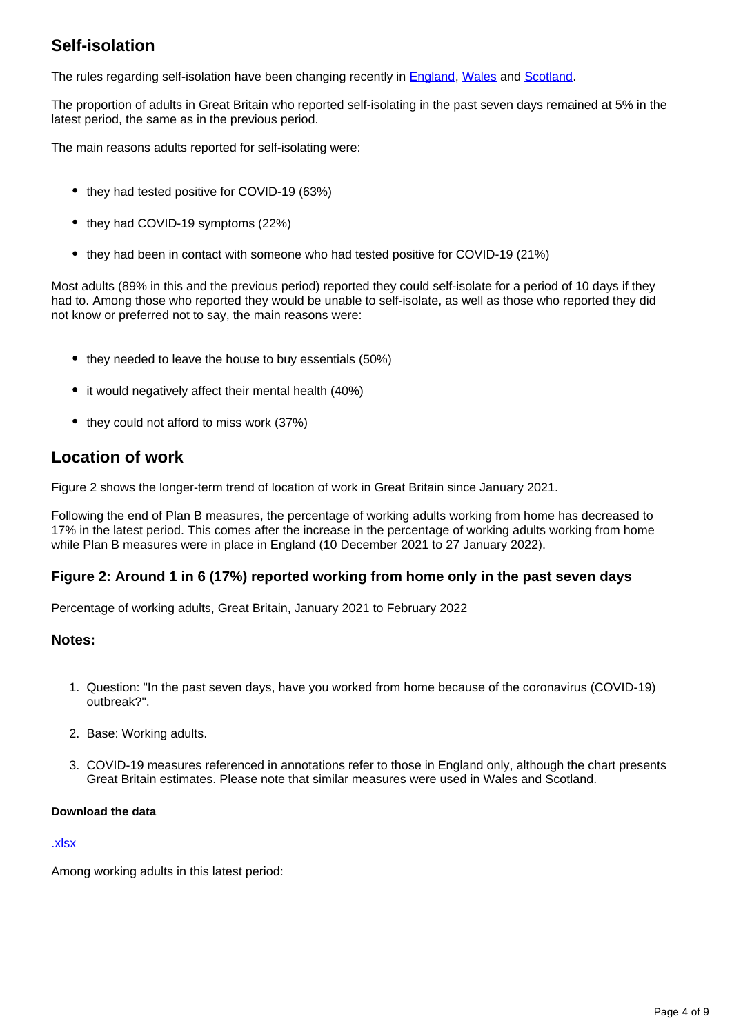## Self-isolation

The rules regarding self-isolation have been changing recently in [England](#), [Wales](#) and [Scotland](#).

The proportion of adults in Great Britain who reported self-isolating in the past seven days remained at 5% in the latest period, the same as in the previous period.

The main reasons adults reported for self-isolating were:

- they had tested positive for COVID-19 (63%)
- they had COVID-19 symptoms (22%)
- they had been in contact with someone who had tested positive for COVID-19 (21%)

Most adults (89% in this and the previous period) reported they could self-isolate for a period of 10 days if they had to. Among those who reported they would be unable to self-isolate, as well as those who reported they did not know or preferred not to say, the main reasons were:

- they needed to leave the house to buy essentials (50%)
- it would negatively affect their mental health (40%)
- they could not afford to miss work (37%)

## Location of work

Figure 2 shows the longer-term trend of location of work in Great Britain since January 2021.

Following the end of Plan B measures, the percentage of working adults working from home has decreased to 17% in the latest period. This comes after the increase in the percentage of working adults working from home while Plan B measures were in place in England (10 December 2021 to 27 January 2022).

### Figure 2: Around 1 in 6 (17%) reported working from home only in the past seven days

Percentage of working adults, Great Britain, January 2021 to February 2022

### Notes:

1. Question: "In the past seven days, have you worked from home because of the coronavirus (COVID-19) outbreak?".
2. Base: Working adults.
3. COVID-19 measures referenced in annotations refer to those in England only, although the chart presents Great Britain estimates. Please note that similar measures were used in Wales and Scotland.

#### Download the data

[.xlsx](#)

Among working adults in this latest period: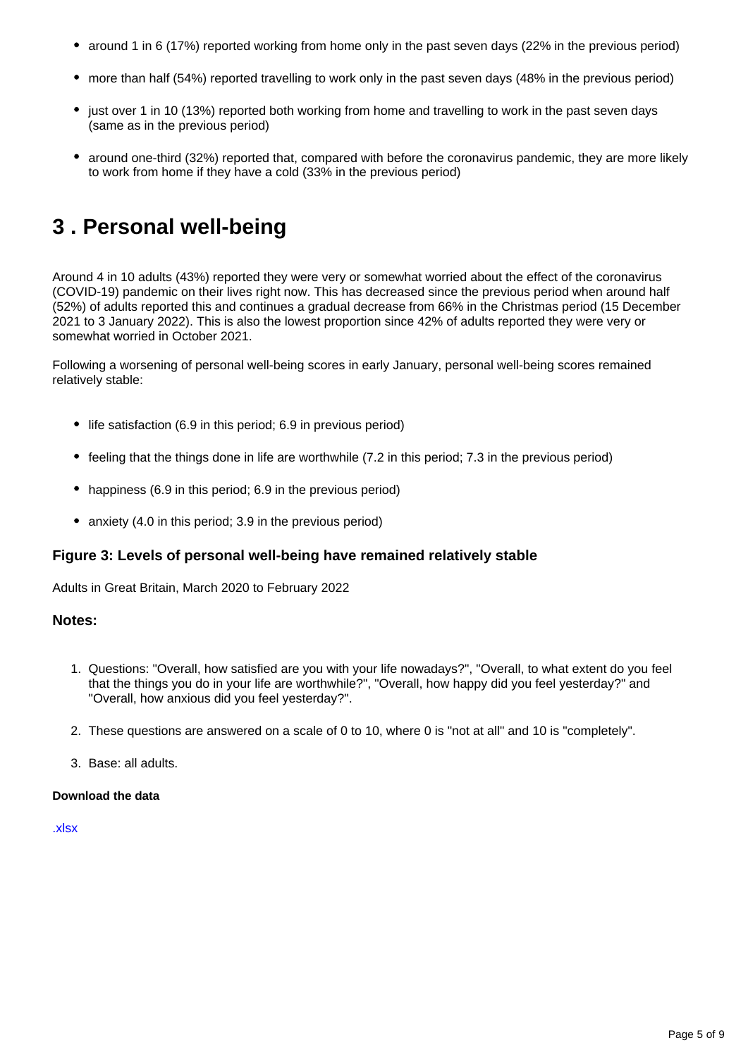- around 1 in 6 (17%) reported working from home only in the past seven days (22% in the previous period)
- more than half (54%) reported travelling to work only in the past seven days (48% in the previous period)
- just over 1 in 10 (13%) reported both working from home and travelling to work in the past seven days (same as in the previous period)
- around one-third (32%) reported that, compared with before the coronavirus pandemic, they are more likely to work from home if they have a cold (33% in the previous period)

## 3 . Personal well-being

Around 4 in 10 adults (43%) reported they were very or somewhat worried about the effect of the coronavirus (COVID-19) pandemic on their lives right now. This has decreased since the previous period when around half (52%) of adults reported this and continues a gradual decrease from 66% in the Christmas period (15 December 2021 to 3 January 2022). This is also the lowest proportion since 42% of adults reported they were very or somewhat worried in October 2021.

Following a worsening of personal well-being scores in early January, personal well-being scores remained relatively stable:

- life satisfaction (6.9 in this period; 6.9 in previous period)
- feeling that the things done in life are worthwhile (7.2 in this period; 7.3 in the previous period)
- happiness (6.9 in this period; 6.9 in the previous period)
- anxiety (4.0 in this period; 3.9 in the previous period)

### Figure 3: Levels of personal well-being have remained relatively stable

Adults in Great Britain, March 2020 to February 2022

### Notes:

1. Questions: "Overall, how satisfied are you with your life nowadays?", "Overall, to what extent do you feel that the things you do in your life are worthwhile?", "Overall, how happy did you feel yesterday?" and "Overall, how anxious did you feel yesterday?".
2. These questions are answered on a scale of 0 to 10, where 0 is "not at all" and 10 is "completely".
3. Base: all adults.

**Download the data**

.xlsx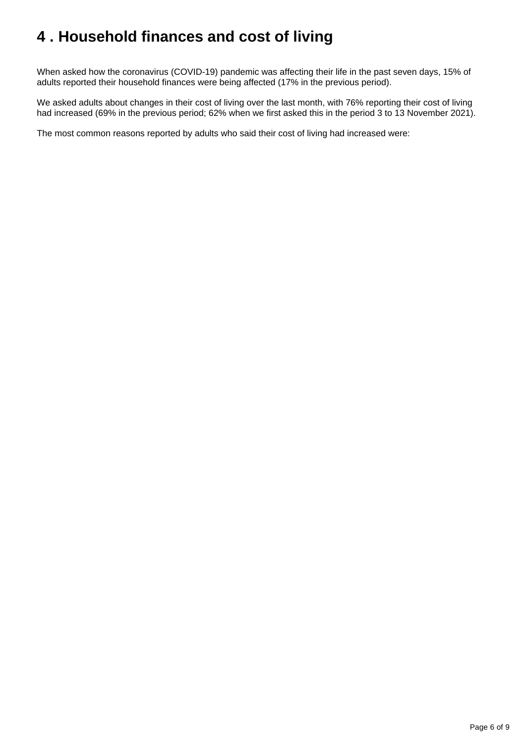# 4 . Household finances and cost of living

When asked how the coronavirus (COVID-19) pandemic was affecting their life in the past seven days, 15% of adults reported their household finances were being affected (17% in the previous period).

We asked adults about changes in their cost of living over the last month, with 76% reporting their cost of living had increased (69% in the previous period; 62% when we first asked this in the period 3 to 13 November 2021).

The most common reasons reported by adults who said their cost of living had increased were: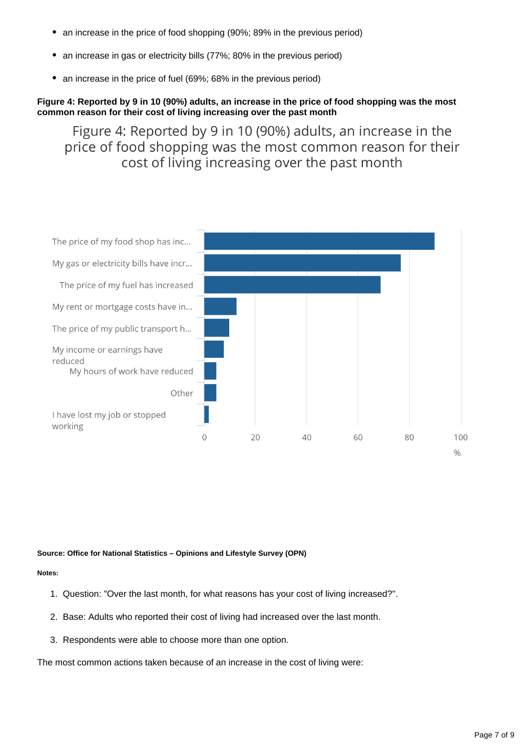- an increase in the price of food shopping (90%; 89% in the previous period)
- an increase in gas or electricity bills (77%; 80% in the previous period)
- an increase in the price of fuel (69%; 68% in the previous period)

**Figure 4: Reported by 9 in 10 (90%) adults, an increase in the price of food shopping was the most common reason for their cost of living increasing over the past month**

Figure 4: Reported by 9 in 10 (90%) adults, an increase in the price of food shopping was the most common reason for their cost of living increasing over the past month

The price of my food shop has inc...
My gas or electricity bills have incr...
The price of my fuel has increased
My rent or mortgage costs have in...
The price of my public transport h...
My income or earnings have reduced
My hours of work have reduced
Other
I have lost my job or stopped working

0 20 40 60 80 100
%

**Source: Office for National Statistics – Opinions and Lifestyle Survey (OPN)**

**Notes:**

1. Question: "Over the last month, for what reasons has your cost of living increased?".
2. Base: Adults who reported their cost of living had increased over the last month.
3. Respondents were able to choose more than one option.

The most common actions taken because of an increase in the cost of living were: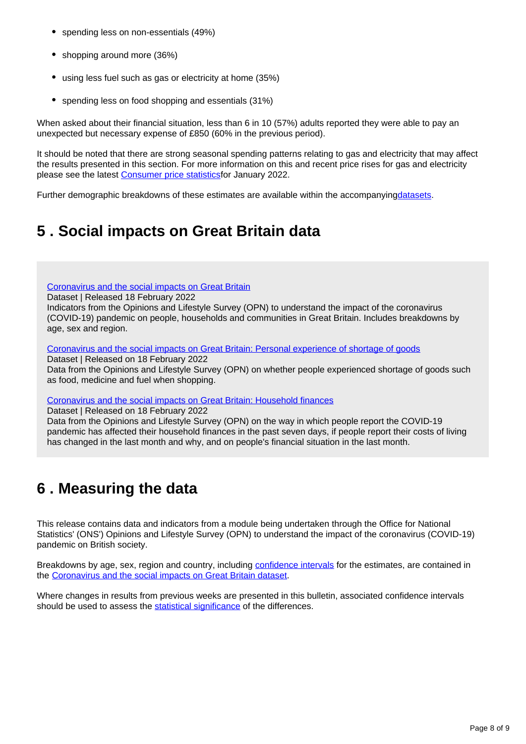- spending less on non-essentials (49%)
- shopping around more (36%)
- using less fuel such as gas or electricity at home (35%)
- spending less on food shopping and essentials (31%)

When asked about their financial situation, less than 6 in 10 (57%) adults reported they were able to pay an unexpected but necessary expense of £850 (60% in the previous period).

It should be noted that there are strong seasonal spending patterns relating to gas and electricity that may affect the results presented in this section. For more information on this and recent price rises for gas and electricity please see the latest Consumer price statisticsfor January 2022.

Further demographic breakdowns of these estimates are available within the accompanyingdatasets.

## 5 . Social impacts on Great Britain data

Coronavirus and the social impacts on Great Britain
Dataset | Released 18 February 2022
Indicators from the Opinions and Lifestyle Survey (OPN) to understand the impact of the coronavirus (COVID-19) pandemic on people, households and communities in Great Britain. Includes breakdowns by age, sex and region.

Coronavirus and the social impacts on Great Britain: Personal experience of shortage of goods
Dataset | Released on 18 February 2022
Data from the Opinions and Lifestyle Survey (OPN) on whether people experienced shortage of goods such as food, medicine and fuel when shopping.

Coronavirus and the social impacts on Great Britain: Household finances
Dataset | Released on 18 February 2022
Data from the Opinions and Lifestyle Survey (OPN) on the way in which people report the COVID-19 pandemic has affected their household finances in the past seven days, if people report their costs of living has changed in the last month and why, and on people's financial situation in the last month.

## 6 . Measuring the data

This release contains data and indicators from a module being undertaken through the Office for National Statistics' (ONS') Opinions and Lifestyle Survey (OPN) to understand the impact of the coronavirus (COVID-19) pandemic on British society.

Breakdowns by age, sex, region and country, including confidence intervals for the estimates, are contained in the Coronavirus and the social impacts on Great Britain dataset.

Where changes in results from previous weeks are presented in this bulletin, associated confidence intervals should be used to assess the statistical significance of the differences.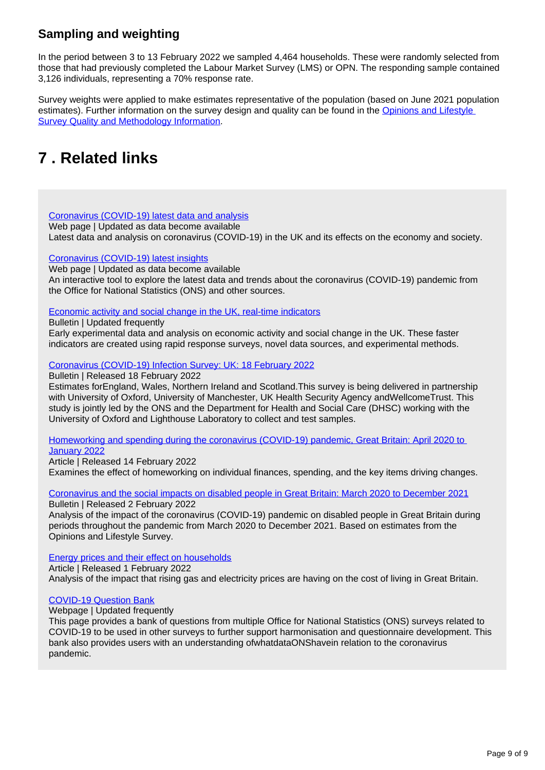### Sampling and weighting

In the period between 3 to 13 February 2022 we sampled 4,464 households. These were randomly selected from those that had previously completed the Labour Market Survey (LMS) or OPN. The responding sample contained 3,126 individuals, representing a 70% response rate.

Survey weights were applied to make estimates representative of the population (based on June 2021 population estimates). Further information on the survey design and quality can be found in the [Opinions and Lifestyle Survey Quality and Methodology Information](#).

## 7 . Related links

[Coronavirus (COVID-19) latest data and analysis](#)
Web page | Updated as data become available
Latest data and analysis on coronavirus (COVID-19) in the UK and its effects on the economy and society.

[Coronavirus (COVID-19) latest insights](#)
Web page | Updated as data become available
An interactive tool to explore the latest data and trends about the coronavirus (COVID-19) pandemic from the Office for National Statistics (ONS) and other sources.

[Economic activity and social change in the UK, real-time indicators](#)
Bulletin | Updated frequently
Early experimental data and analysis on economic activity and social change in the UK. These faster indicators are created using rapid response surveys, novel data sources, and experimental methods.

[Coronavirus (COVID-19) Infection Survey: UK: 18 February 2022](#)
Bulletin | Released 18 February 2022
Estimates forEngland, Wales, Northern Ireland and Scotland.This survey is being delivered in partnership with University of Oxford, University of Manchester, UK Health Security Agency andWellcomeTrust. This study is jointly led by the ONS and the Department for Health and Social Care (DHSC) working with the University of Oxford and Lighthouse Laboratory to collect and test samples.

[Homeworking and spending during the coronavirus (COVID-19) pandemic, Great Britain: April 2020 to January 2022](#)
Article | Released 14 February 2022
Examines the effect of homeworking on individual finances, spending, and the key items driving changes.

[Coronavirus and the social impacts on disabled people in Great Britain: March 2020 to December 2021](#)
Bulletin | Released 2 February 2022
Analysis of the impact of the coronavirus (COVID-19) pandemic on disabled people in Great Britain during periods throughout the pandemic from March 2020 to December 2021. Based on estimates from the Opinions and Lifestyle Survey.

[Energy prices and their effect on households](#)
Article | Released 1 February 2022
Analysis of the impact that rising gas and electricity prices are having on the cost of living in Great Britain.

[COVID-19 Question Bank](#)
Webpage | Updated frequently
This page provides a bank of questions from multiple Office for National Statistics (ONS) surveys related to COVID-19 to be used in other surveys to further support harmonisation and questionnaire development. This bank also provides users with an understanding ofwhatdataONShavein relation to the coronavirus pandemic.